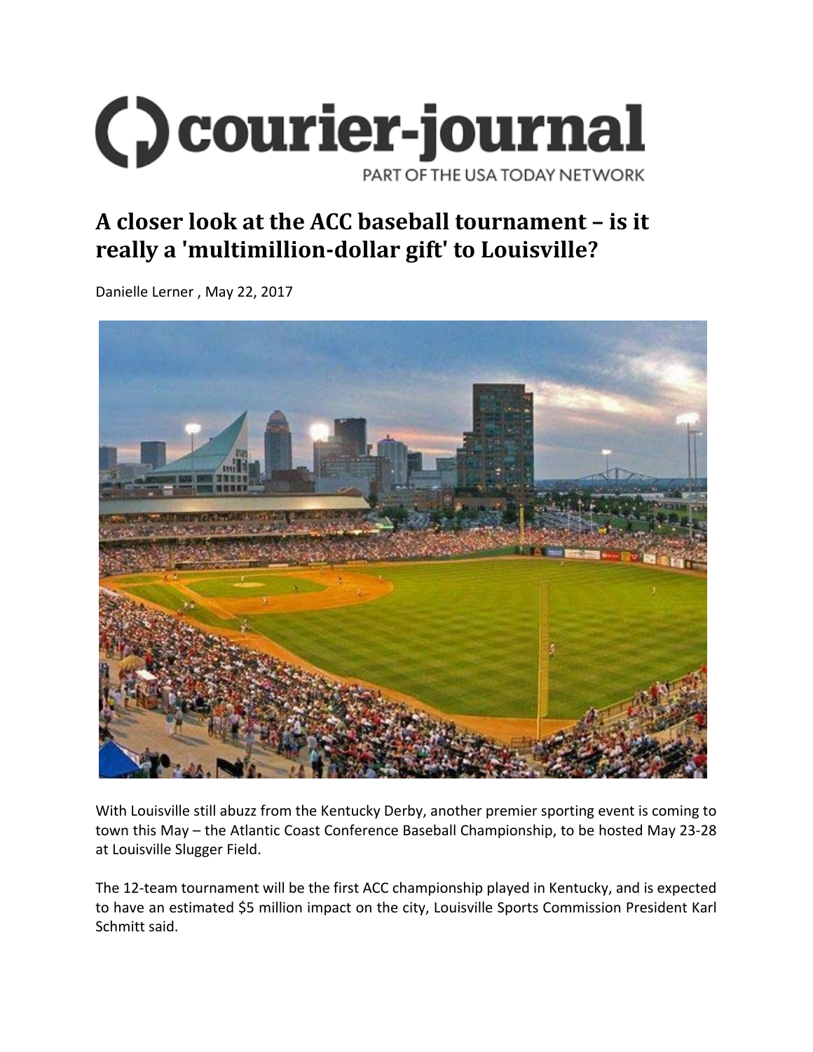# courier-journal

PART OF THE USA TODAY NETWORK

## A closer look at the ACC baseball tournament – is it really a 'multimillion-dollar gift' to Louisville?

Danielle Lerner , May 22, 2017

With Louisville still abuzz from the Kentucky Derby, another premier sporting event is coming to town this May – the Atlantic Coast Conference Baseball Championship, to be hosted May 23-28 at Louisville Slugger Field.

The 12-team tournament will be the first ACC championship played in Kentucky, and is expected to have an estimated $5 million impact on the city, Louisville Sports Commission President Karl Schmitt said.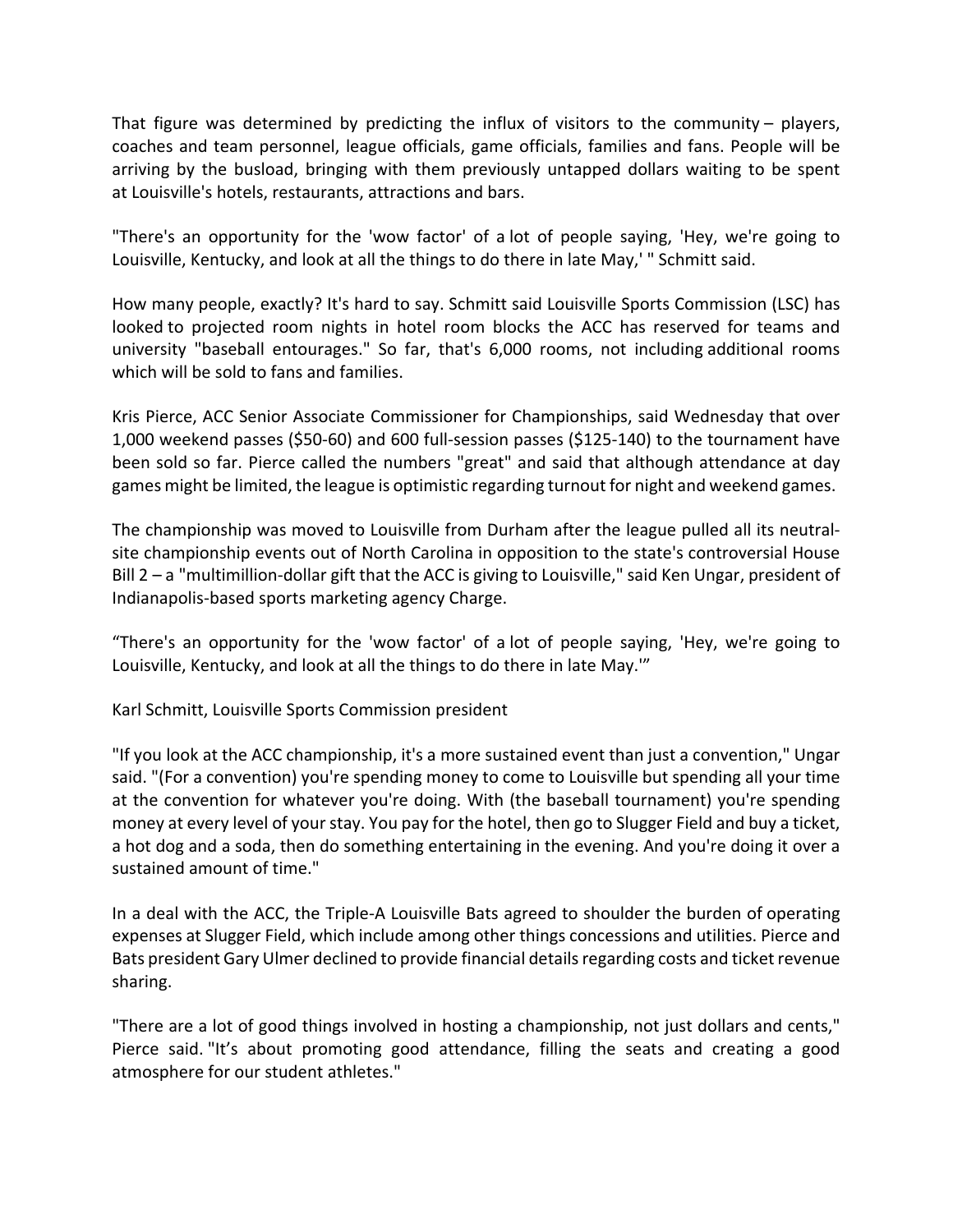That figure was determined by predicting the influx of visitors to the community – players, coaches and team personnel, league officials, game officials, families and fans. People will be arriving by the busload, bringing with them previously untapped dollars waiting to be spent at Louisville's hotels, restaurants, attractions and bars.

"There's an opportunity for the 'wow factor' of a lot of people saying, 'Hey, we're going to Louisville, Kentucky, and look at all the things to do there in late May,' " Schmitt said.

How many people, exactly? It's hard to say. Schmitt said Louisville Sports Commission (LSC) has looked to projected room nights in hotel room blocks the ACC has reserved for teams and university "baseball entourages." So far, that's 6,000 rooms, not including additional rooms which will be sold to fans and families.

Kris Pierce, ACC Senior Associate Commissioner for Championships, said Wednesday that over 1,000 weekend passes ($50-60) and 600 full-session passes ($125-140) to the tournament have been sold so far. Pierce called the numbers "great" and said that although attendance at day games might be limited, the league is optimistic regarding turnout for night and weekend games.

The championship was moved to Louisville from Durham after the league pulled all its neutral-site championship events out of North Carolina in opposition to the state's controversial House Bill 2 – a "multimillion-dollar gift that the ACC is giving to Louisville," said Ken Ungar, president of Indianapolis-based sports marketing agency Charge.

"There's an opportunity for the 'wow factor' of a lot of people saying, 'Hey, we're going to Louisville, Kentucky, and look at all the things to do there in late May.'"

Karl Schmitt, Louisville Sports Commission president

"If you look at the ACC championship, it's a more sustained event than just a convention," Ungar said. "(For a convention) you're spending money to come to Louisville but spending all your time at the convention for whatever you're doing. With (the baseball tournament) you're spending money at every level of your stay. You pay for the hotel, then go to Slugger Field and buy a ticket, a hot dog and a soda, then do something entertaining in the evening. And you're doing it over a sustained amount of time."

In a deal with the ACC, the Triple-A Louisville Bats agreed to shoulder the burden of operating expenses at Slugger Field, which include among other things concessions and utilities. Pierce and Bats president Gary Ulmer declined to provide financial details regarding costs and ticket revenue sharing.

"There are a lot of good things involved in hosting a championship, not just dollars and cents," Pierce said. "It's about promoting good attendance, filling the seats and creating a good atmosphere for our student athletes."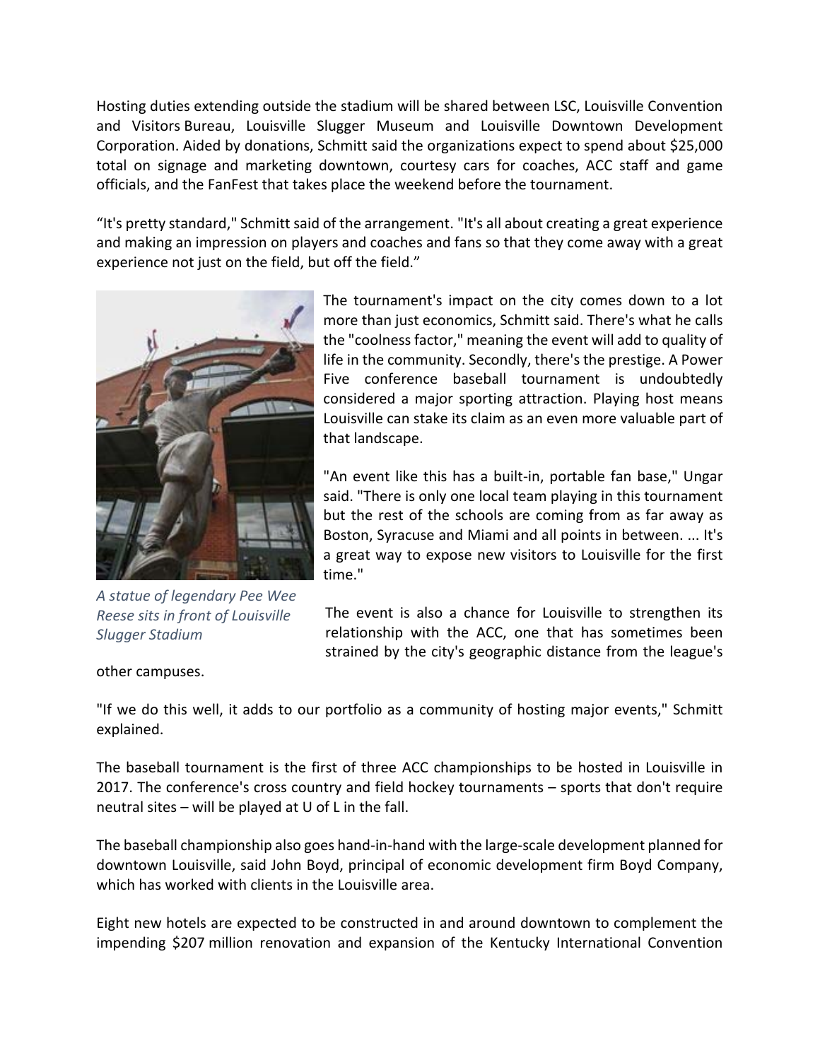Hosting duties extending outside the stadium will be shared between LSC, Louisville Convention and Visitors Bureau, Louisville Slugger Museum and Louisville Downtown Development Corporation. Aided by donations, Schmitt said the organizations expect to spend about $25,000 total on signage and marketing downtown, courtesy cars for coaches, ACC staff and game officials, and the FanFest that takes place the weekend before the tournament.

“It's pretty standard," Schmitt said of the arrangement. "It's all about creating a great experience and making an impression on players and coaches and fans so that they come away with a great experience not just on the field, but off the field.”

*A statue of legendary Pee Wee Reese sits in front of Louisville Slugger Stadium*

The tournament's impact on the city comes down to a lot more than just economics, Schmitt said. There's what he calls the "coolness factor," meaning the event will add to quality of life in the community. Secondly, there's the prestige. A Power Five conference baseball tournament is undoubtedly considered a major sporting attraction. Playing host means Louisville can stake its claim as an even more valuable part of that landscape.

"An event like this has a built-in, portable fan base," Ungar said. "There is only one local team playing in this tournament but the rest of the schools are coming from as far away as Boston, Syracuse and Miami and all points in between. ... It's a great way to expose new visitors to Louisville for the first time."

The event is also a chance for Louisville to strengthen its relationship with the ACC, one that has sometimes been strained by the city's geographic distance from the league's other campuses.

"If we do this well, it adds to our portfolio as a community of hosting major events," Schmitt explained.

The baseball tournament is the first of three ACC championships to be hosted in Louisville in 2017. The conference's cross country and field hockey tournaments – sports that don't require neutral sites – will be played at U of L in the fall.

The baseball championship also goes hand-in-hand with the large-scale development planned for downtown Louisville, said John Boyd, principal of economic development firm Boyd Company, which has worked with clients in the Louisville area.

Eight new hotels are expected to be constructed in and around downtown to complement the impending $207 million renovation and expansion of the Kentucky International Convention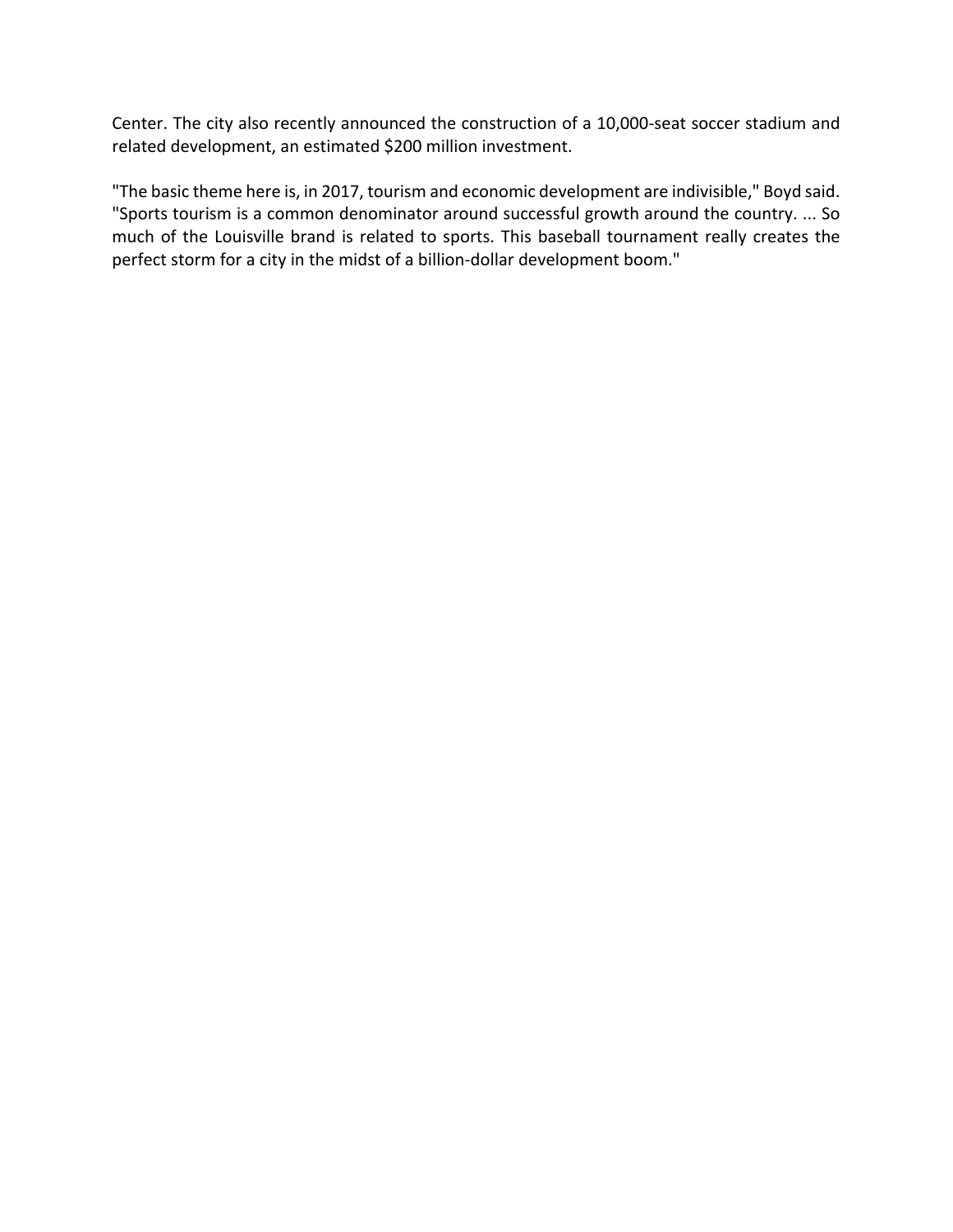Center. The city also recently announced the construction of a 10,000-seat soccer stadium and related development, an estimated $200 million investment.

"The basic theme here is, in 2017, tourism and economic development are indivisible," Boyd said. "Sports tourism is a common denominator around successful growth around the country. ... So much of the Louisville brand is related to sports. This baseball tournament really creates the perfect storm for a city in the midst of a billion-dollar development boom."